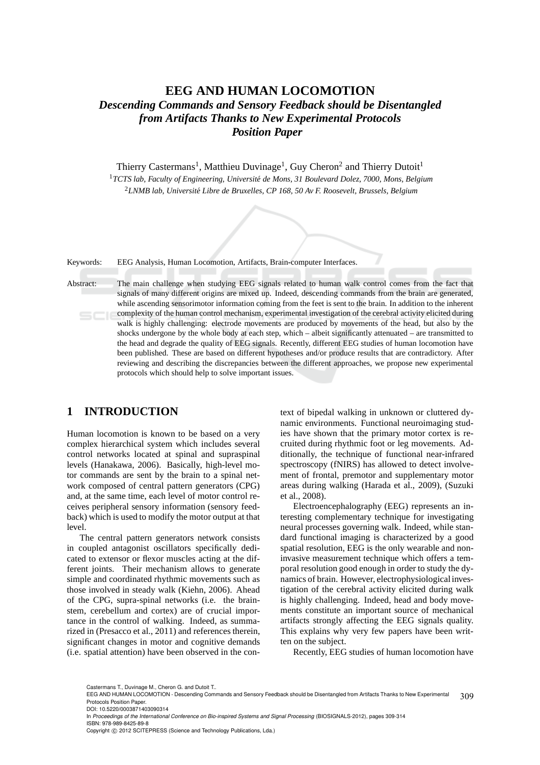# EEG AND HUMAN LOCOMOTION

## *Descending Commands and Sensory Feedback should be Disentangled from Artifacts Thanks to New Experimental Protocols*

## *Position Paper*

Thierry Castermans[1], Matthieu Duvinage[1], Guy Cheron[2] and Thierry Dutoit[1]

[1]*TCTS lab, Faculty of Engineering, Université de Mons, 31 Boulevard Dolez, 7000, Mons, Belgium*

[2]*LNMB lab, Université Libre de Bruxelles, CP 168, 50 Av F. Roosevelt, Brussels, Belgium*

Keywords: EEG Analysis, Human Locomotion, Artifacts, Brain-computer Interfaces.

Abstract: The main challenge when studying EEG signals related to human walk control comes from the fact that signals of many different origins are mixed up. Indeed, descending commands from the brain are generated, while ascending sensorimotor information coming from the feet is sent to the brain. In addition to the inherent complexity of the human control mechanism, experimental investigation of the cerebral activity elicited during walk is highly challenging: electrode movements are produced by movements of the head, but also by the shocks undergone by the whole body at each step, which – albeit significantly attenuated – are transmitted to the head and degrade the quality of EEG signals. Recently, different EEG studies of human locomotion have been published. These are based on different hypotheses and/or produce results that are contradictory. After reviewing and describing the discrepancies between the different approaches, we propose new experimental protocols which should help to solve important issues.

## 1 INTRODUCTION

Human locomotion is known to be based on a very complex hierarchical system which includes several control networks located at spinal and supraspinal levels (Hanakawa, 2006). Basically, high-level motor commands are sent by the brain to a spinal network composed of central pattern generators (CPG) and, at the same time, each level of motor control receives peripheral sensory information (sensory feedback) which is used to modify the motor output at that level.

The central pattern generators network consists in coupled antagonist oscillators specifically dedicated to extensor or flexor muscles acting at the different joints. Their mechanism allows to generate simple and coordinated rhythmic movements such as those involved in steady walk (Kiehn, 2006). Ahead of the CPG, supra-spinal networks (i.e. the brainstem, cerebellum and cortex) are of crucial importance in the control of walking. Indeed, as summarized in (Presacco et al., 2011) and references therein, significant changes in motor and cognitive demands (i.e. spatial attention) have been observed in the context of bipedal walking in unknown or cluttered dynamic environments. Functional neuroimaging studies have shown that the primary motor cortex is recruited during rhythmic foot or leg movements. Additionally, the technique of functional near-infrared spectroscopy (fNIRS) has allowed to detect involvement of frontal, premotor and supplementary motor areas during walking (Harada et al., 2009), (Suzuki et al., 2008).

Electroencephalography (EEG) represents an interesting complementary technique for investigating neural processes governing walk. Indeed, while standard functional imaging is characterized by a good spatial resolution, EEG is the only wearable and non-invasive measurement technique which offers a temporal resolution good enough in order to study the dynamics of brain. However, electrophysiological investigation of the cerebral activity elicited during walk is highly challenging. Indeed, head and body movements constitute an important source of mechanical artifacts strongly affecting the EEG signals quality. This explains why very few papers have been written on the subject.

Recently, EEG studies of human locomotion have

Castermans T., Duvinage M., Cheron G. and Dutoit T..
EEG AND HUMAN LOCOMOTION - Descending Commands and Sensory Feedback should be Disentangled from Artifacts Thanks to New Experimental Protocols Position Paper.
DOI: 10.5220/0003871403090314
In *Proceedings of the International Conference on Bio-inspired Systems and Signal Processing* (BIOSIGNALS-2012), pages 309-314
ISBN: 978-989-8425-89-8
Copyright © 2012 SCITEPRESS (Science and Technology Publications, Lda.)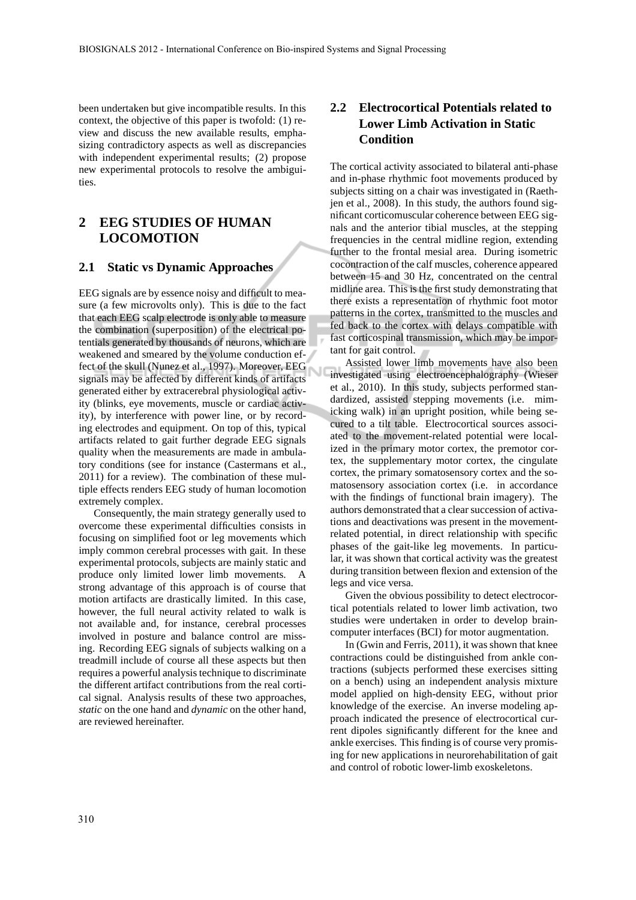been undertaken but give incompatible results. In this context, the objective of this paper is twofold: (1) review and discuss the new available results, emphasizing contradictory aspects as well as discrepancies with independent experimental results; (2) propose new experimental protocols to resolve the ambiguities.

## 2 EEG STUDIES OF HUMAN LOCOMOTION

### 2.1 Static vs Dynamic Approaches

EEG signals are by essence noisy and difficult to measure (a few microvolts only). This is due to the fact that each EEG scalp electrode is only able to measure the combination (superposition) of the electrical potentials generated by thousands of neurons, which are weakened and smeared by the volume conduction effect of the skull (Nunez et al., 1997). Moreover, EEG signals may be affected by different kinds of artifacts generated either by extracerebral physiological activity (blinks, eye movements, muscle or cardiac activity), by interference with power line, or by recording electrodes and equipment. On top of this, typical artifacts related to gait further degrade EEG signals quality when the measurements are made in ambulatory conditions (see for instance (Castermans et al., 2011) for a review). The combination of these multiple effects renders EEG study of human locomotion extremely complex.

Consequently, the main strategy generally used to overcome these experimental difficulties consists in focusing on simplified foot or leg movements which imply common cerebral processes with gait. In these experimental protocols, subjects are mainly static and produce only limited lower limb movements. A strong advantage of this approach is of course that motion artifacts are drastically limited. In this case, however, the full neural activity related to walk is not available and, for instance, cerebral processes involved in posture and balance control are missing. Recording EEG signals of subjects walking on a treadmill include of course all these aspects but then requires a powerful analysis technique to discriminate the different artifact contributions from the real cortical signal. Analysis results of these two approaches, *static* on the one hand and *dynamic* on the other hand, are reviewed hereinafter.

### 2.2 Electrocortical Potentials related to Lower Limb Activation in Static Condition

The cortical activity associated to bilateral anti-phase and in-phase rhythmic foot movements produced by subjects sitting on a chair was investigated in (Raethjen et al., 2008). In this study, the authors found significant corticomuscular coherence between EEG signals and the anterior tibial muscles, at the stepping frequencies in the central midline region, extending further to the frontal mesial area. During isometric cocontraction of the calf muscles, coherence appeared between 15 and 30 Hz, concentrated on the central midline area. This is the first study demonstrating that there exists a representation of rhythmic foot motor patterns in the cortex, transmitted to the muscles and fed back to the cortex with delays compatible with fast corticospinal transmission, which may be important for gait control.

Assisted lower limb movements have also been investigated using electroencephalography (Wieser et al., 2010). In this study, subjects performed standardized, assisted stepping movements (i.e. mimicking walk) in an upright position, while being secured to a tilt table. Electrocortical sources associated to the movement-related potential were localized in the primary motor cortex, the premotor cortex, the supplementary motor cortex, the cingulate cortex, the primary somatosensory cortex and the somatosensory association cortex (i.e. in accordance with the findings of functional brain imagery). The authors demonstrated that a clear succession of activations and deactivations was present in the movement-related potential, in direct relationship with specific phases of the gait-like leg movements. In particular, it was shown that cortical activity was the greatest during transition between flexion and extension of the legs and vice versa.

Given the obvious possibility to detect electrocortical potentials related to lower limb activation, two studies were undertaken in order to develop brain-computer interfaces (BCI) for motor augmentation.

In (Gwin and Ferris, 2011), it was shown that knee contractions could be distinguished from ankle contractions (subjects performed these exercises sitting on a bench) using an independent analysis mixture model applied on high-density EEG, without prior knowledge of the exercise. An inverse modeling approach indicated the presence of electrocortical current dipoles significantly different for the knee and ankle exercises. This finding is of course very promising for new applications in neurorehabilitation of gait and control of robotic lower-limb exoskeletons.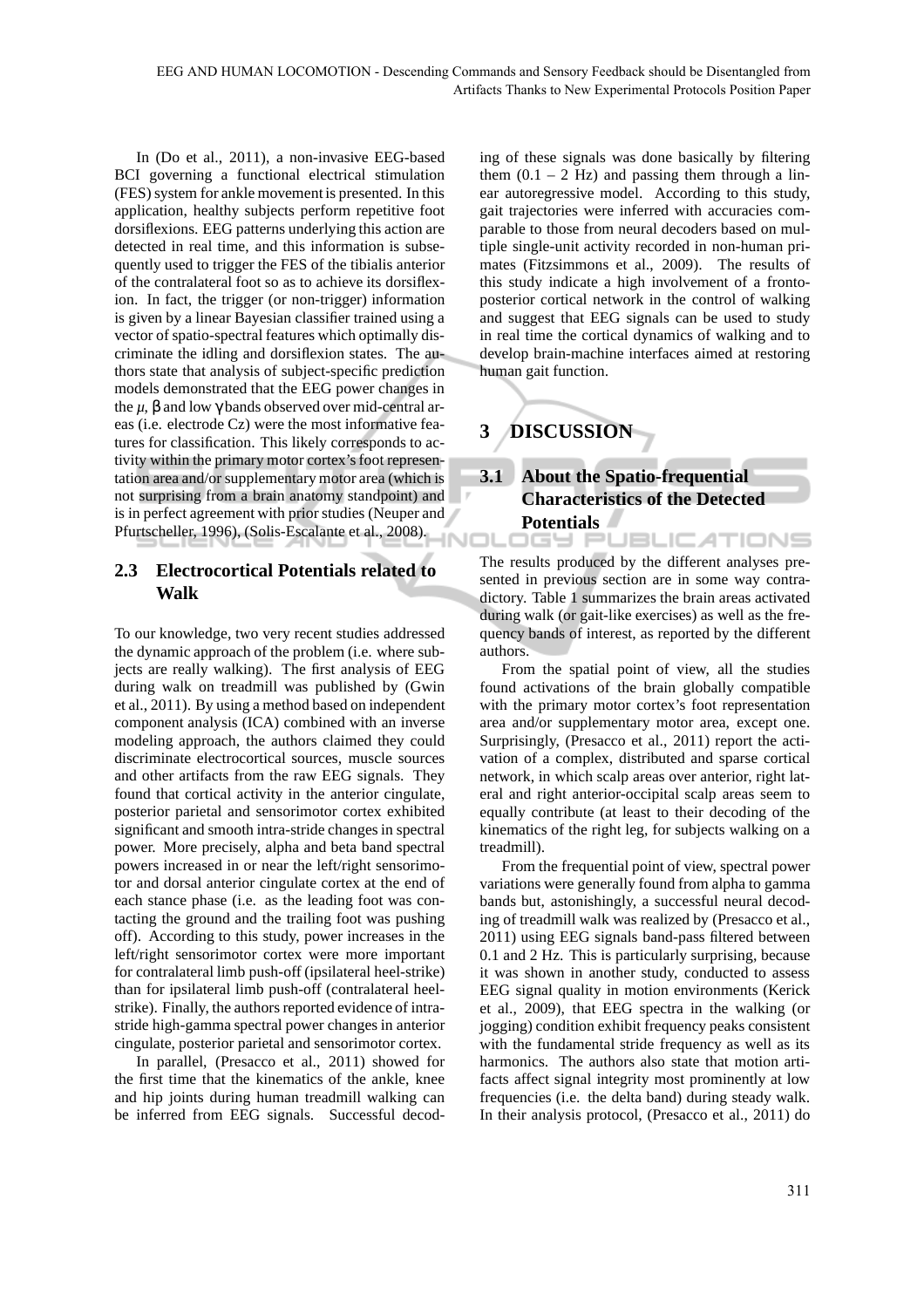In (Do et al., 2011), a non-invasive EEG-based BCI governing a functional electrical stimulation (FES) system for ankle movement is presented. In this application, healthy subjects perform repetitive foot dorsiflexions. EEG patterns underlying this action are detected in real time, and this information is subsequently used to trigger the FES of the tibialis anterior of the contralateral foot so as to achieve its dorsiflexion. In fact, the trigger (or non-trigger) information is given by a linear Bayesian classifier trained using a vector of spatio-spectral features which optimally discriminate the idling and dorsiflexion states. The authors state that analysis of subject-specific prediction models demonstrated that the EEG power changes in the $\mu$, $\beta$ and low $\gamma$ bands observed over mid-central areas (i.e. electrode Cz) were the most informative features for classification. This likely corresponds to activity within the primary motor cortex's foot representation area and/or supplementary motor area (which is not surprising from a brain anatomy standpoint) and is in perfect agreement with prior studies (Neuper and Pfurtscheller, 1996), (Solis-Escalante et al., 2008).

### 2.3 Electrocortical Potentials related to Walk

To our knowledge, two very recent studies addressed the dynamic approach of the problem (i.e. where subjects are really walking). The first analysis of EEG during walk on treadmill was published by (Gwin et al., 2011). By using a method based on independent component analysis (ICA) combined with an inverse modeling approach, the authors claimed they could discriminate electrocortical sources, muscle sources and other artifacts from the raw EEG signals. They found that cortical activity in the anterior cingulate, posterior parietal and sensorimotor cortex exhibited significant and smooth intra-stride changes in spectral power. More precisely, alpha and beta band spectral powers increased in or near the left/right sensorimotor and dorsal anterior cingulate cortex at the end of each stance phase (i.e. as the leading foot was contacting the ground and the trailing foot was pushing off). According to this study, power increases in the left/right sensorimotor cortex were more important for contralateral limb push-off (ipsilateral heel-strike) than for ipsilateral limb push-off (contralateral heel-strike). Finally, the authors reported evidence of intra-stride high-gamma spectral power changes in anterior cingulate, posterior parietal and sensorimotor cortex.

In parallel, (Presacco et al., 2011) showed for the first time that the kinematics of the ankle, knee and hip joints during human treadmill walking can be inferred from EEG signals. Successful decoding of these signals was done basically by filtering them (0.1 – 2 Hz) and passing them through a linear autoregressive model. According to this study, gait trajectories were inferred with accuracies comparable to those from neural decoders based on multiple single-unit activity recorded in non-human primates (Fitzsimmons et al., 2009). The results of this study indicate a high involvement of a fronto-posterior cortical network in the control of walking and suggest that EEG signals can be used to study in real time the cortical dynamics of walking and to develop brain-machine interfaces aimed at restoring human gait function.

## 3 DISCUSSION

### 3.1 About the Spatio-frequential Characteristics of the Detected Potentials

The results produced by the different analyses presented in previous section are in some way contradictory. Table 1 summarizes the brain areas activated during walk (or gait-like exercises) as well as the frequency bands of interest, as reported by the different authors.

From the spatial point of view, all the studies found activations of the brain globally compatible with the primary motor cortex's foot representation area and/or supplementary motor area, except one. Surprisingly, (Presacco et al., 2011) report the activation of a complex, distributed and sparse cortical network, in which scalp areas over anterior, right lateral and right anterior-occipital scalp areas seem to equally contribute (at least to their decoding of the kinematics of the right leg, for subjects walking on a treadmill).

From the frequential point of view, spectral power variations were generally found from alpha to gamma bands but, astonishingly, a successful neural decoding of treadmill walk was realized by (Presacco et al., 2011) using EEG signals band-pass filtered between 0.1 and 2 Hz. This is particularly surprising, because it was shown in another study, conducted to assess EEG signal quality in motion environments (Kerick et al., 2009), that EEG spectra in the walking (or jogging) condition exhibit frequency peaks consistent with the fundamental stride frequency as well as its harmonics. The authors also state that motion artifacts affect signal integrity most prominently at low frequencies (i.e. the delta band) during steady walk. In their analysis protocol, (Presacco et al., 2011) do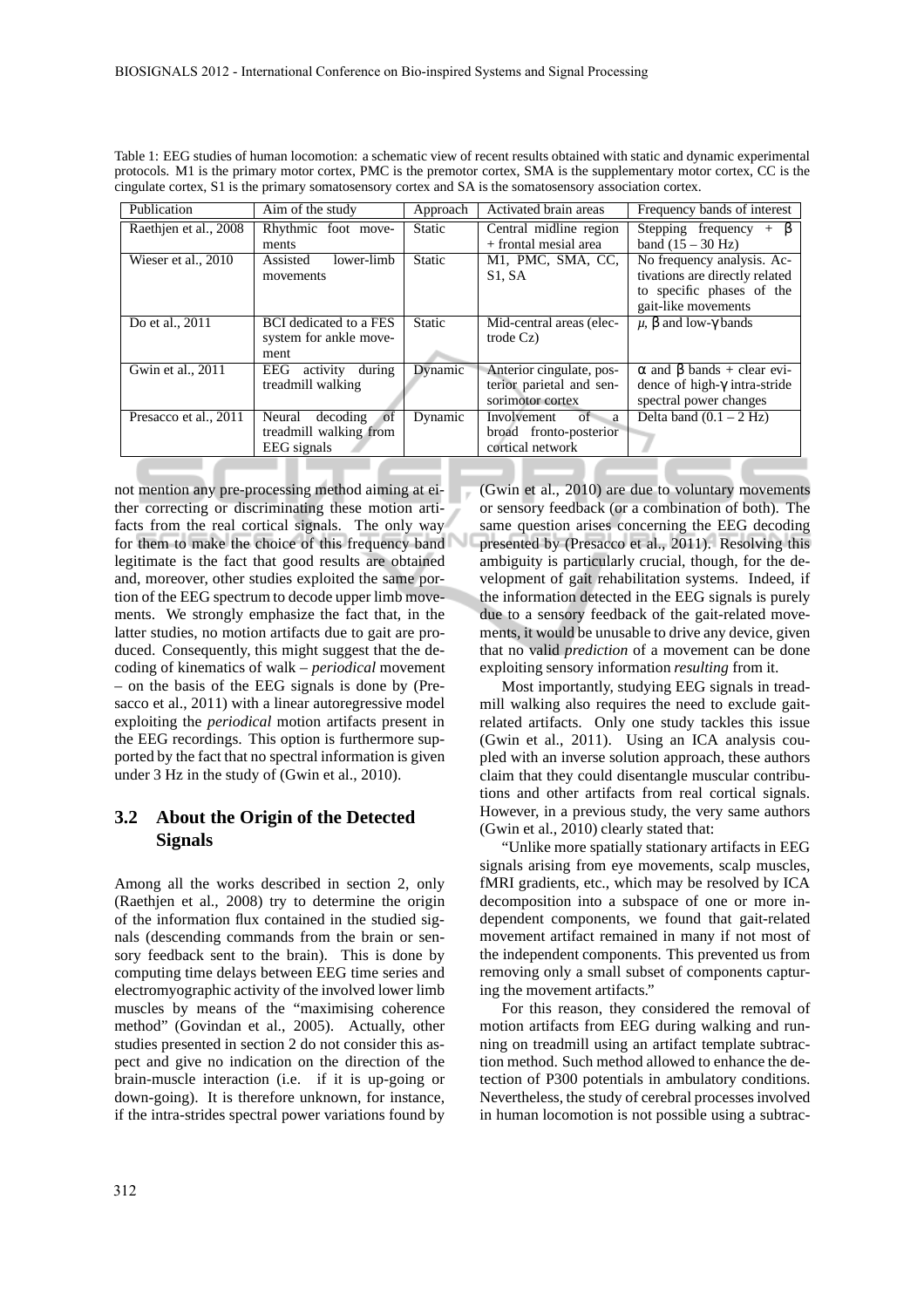Table 1: EEG studies of human locomotion: a schematic view of recent results obtained with static and dynamic experimental protocols. M1 is the primary motor cortex, PMC is the premotor cortex, SMA is the supplementary motor cortex, CC is the cingulate cortex, S1 is the primary somatosensory cortex and SA is the somatosensory association cortex.

| Publication | Aim of the study | Approach | Activated brain areas | Frequency bands of interest |
|---|---|---|---|---|
| Raethjen et al., 2008 | Rhythmic foot movements | Static | Central midline region + frontal mesial area | Stepping frequency + $\beta$ band (15 – 30 Hz) |
| Wieser et al., 2010 | Assisted lower-limb movements | Static | M1, PMC, SMA, CC, S1, SA | No frequency analysis. Activations are directly related to specific phases of the gait-like movements |
| Do et al., 2011 | BCI dedicated to a FES system for ankle movement | Static | Mid-central areas (electrode Cz) | $\mu$, $\beta$ and low-$\gamma$ bands |
| Gwin et al., 2011 | EEG activity during treadmill walking | Dynamic | Anterior cingulate, posterior parietal and sensorimotor cortex | $\alpha$ and $\beta$ bands + clear evidence of high-$\gamma$ intra-stride spectral power changes |
| Presacco et al., 2011 | Neural decoding of treadmill walking from EEG signals | Dynamic | Involvement of a broad fronto-posterior cortical network | Delta band (0.1 – 2 Hz) |

not mention any pre-processing method aiming at either correcting or discriminating these motion artifacts from the real cortical signals. The only way for them to make the choice of this frequency band legitimate is the fact that good results are obtained and, moreover, other studies exploited the same portion of the EEG spectrum to decode upper limb movements. We strongly emphasize the fact that, in the latter studies, no motion artifacts due to gait are produced. Consequently, this might suggest that the decoding of kinematics of walk – *periodical* movement – on the basis of the EEG signals is done by (Presacco et al., 2011) with a linear autoregressive model exploiting the *periodical* motion artifacts present in the EEG recordings. This option is furthermore supported by the fact that no spectral information is given under 3 Hz in the study of (Gwin et al., 2010).

## 3.2 About the Origin of the Detected Signals

Among all the works described in section 2, only (Raethjen et al., 2008) try to determine the origin of the information flux contained in the studied signals (descending commands from the brain or sensory feedback sent to the brain). This is done by computing time delays between EEG time series and electromyographic activity of the involved lower limb muscles by means of the "maximising coherence method" (Govindan et al., 2005). Actually, other studies presented in section 2 do not consider this aspect and give no indication on the direction of the brain-muscle interaction (i.e. if it is up-going or down-going). It is therefore unknown, for instance, if the intra-strides spectral power variations found by (Gwin et al., 2010) are due to voluntary movements or sensory feedback (or a combination of both). The same question arises concerning the EEG decoding presented by (Presacco et al., 2011). Resolving this ambiguity is particularly crucial, though, for the development of gait rehabilitation systems. Indeed, if the information detected in the EEG signals is purely due to a sensory feedback of the gait-related movements, it would be unusable to drive any device, given that no valid *prediction* of a movement can be done exploiting sensory information *resulting* from it.

Most importantly, studying EEG signals in treadmill walking also requires the need to exclude gait-related artifacts. Only one study tackles this issue (Gwin et al., 2011). Using an ICA analysis coupled with an inverse solution approach, these authors claim that they could disentangle muscular contributions and other artifacts from real cortical signals. However, in a previous study, the very same authors (Gwin et al., 2010) clearly stated that:

"Unlike more spatially stationary artifacts in EEG signals arising from eye movements, scalp muscles, fMRI gradients, etc., which may be resolved by ICA decomposition into a subspace of one or more independent components, we found that gait-related movement artifact remained in many if not most of the independent components. This prevented us from removing only a small subset of components capturing the movement artifacts."

For this reason, they considered the removal of motion artifacts from EEG during walking and running on treadmill using an artifact template subtraction method. Such method allowed to enhance the detection of P300 potentials in ambulatory conditions. Nevertheless, the study of cerebral processes involved in human locomotion is not possible using a subtrac-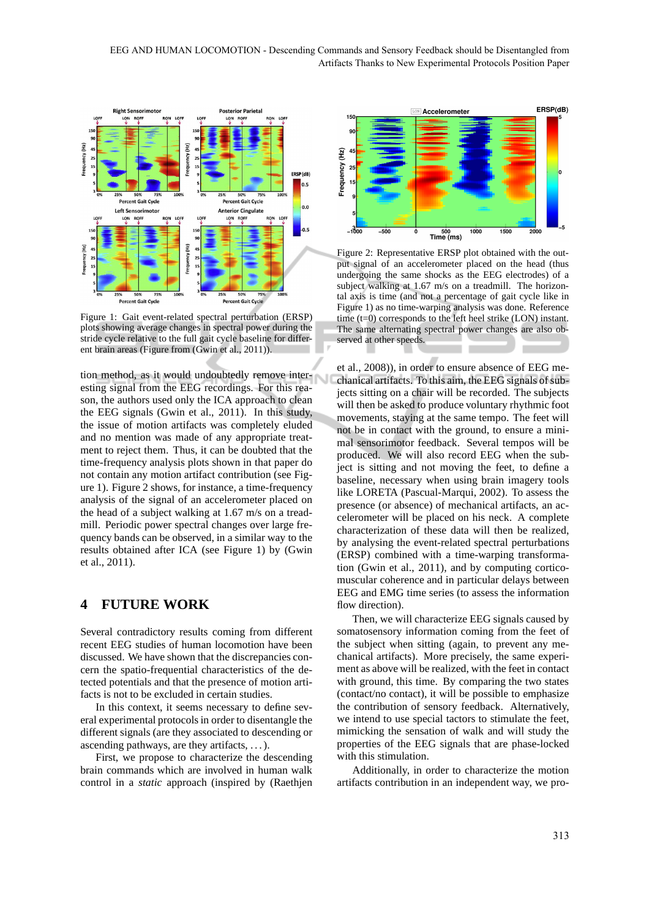Figure 1: Gait event-related spectral perturbation (ERSP) plots showing average changes in spectral power during the stride cycle relative to the full gait cycle baseline for different brain areas (Figure from (Gwin et al., 2011)).

Figure 2: Representative ERSP plot obtained with the output signal of an accelerometer placed on the head (thus undergoing the same shocks as the EEG electrodes) of a subject walking at 1.67 m/s on a treadmill. The horizontal axis is time (and not a percentage of gait cycle like in Figure 1) as no time-warping analysis was done. Reference time (t=0) corresponds to the left heel strike (LON) instant. The same alternating spectral power changes are also observed at other speeds.

tion method, as it would undoubtedly remove interesting signal from the EEG recordings. For this reason, the authors used only the ICA approach to clean the EEG signals (Gwin et al., 2011). In this study, the issue of motion artifacts was completely eluded and no mention was made of any appropriate treatment to reject them. Thus, it can be doubted that the time-frequency analysis plots shown in that paper do not contain any motion artifact contribution (see Figure 1). Figure 2 shows, for instance, a time-frequency analysis of the signal of an accelerometer placed on the head of a subject walking at 1.67 m/s on a treadmill. Periodic power spectral changes over large frequency bands can be observed, in a similar way to the results obtained after ICA (see Figure 1) by (Gwin et al., 2011).

# 4 FUTURE WORK

Several contradictory results coming from different recent EEG studies of human locomotion have been discussed. We have shown that the discrepancies concern the spatio-frequential characteristics of the detected potentials and that the presence of motion artifacts is not to be excluded in certain studies.

In this context, it seems necessary to define several experimental protocols in order to disentangle the different signals (are they associated to descending or ascending pathways, are they artifacts, ...).

First, we propose to characterize the descending brain commands which are involved in human walk control in a *static* approach (inspired by (Raethjen et al., 2008)), in order to ensure absence of EEG mechanical artifacts. To this aim, the EEG signals of subjects sitting on a chair will be recorded. The subjects will then be asked to produce voluntary rhythmic foot movements, staying at the same tempo. The feet will not be in contact with the ground, to ensure a minimal sensorimotor feedback. Several tempos will be produced. We will also record EEG when the subject is sitting and not moving the feet, to define a baseline, necessary when using brain imagery tools like LORETA (Pascual-Marqui, 2002). To assess the presence (or absence) of mechanical artifacts, an accelerometer will be placed on his neck. A complete characterization of these data will then be realized, by analysing the event-related spectral perturbations (ERSP) combined with a time-warping transformation (Gwin et al., 2011), and by computing corticomuscular coherence and in particular delays between EEG and EMG time series (to assess the information flow direction).

Then, we will characterize EEG signals caused by somatosensory information coming from the feet of the subject when sitting (again, to prevent any mechanical artifacts). More precisely, the same experiment as above will be realized, with the feet in contact with ground, this time. By comparing the two states (contact/no contact), it will be possible to emphasize the contribution of sensory feedback. Alternatively, we intend to use special tactors to stimulate the feet, mimicking the sensation of walk and will study the properties of the EEG signals that are phase-locked with this stimulation.

Additionally, in order to characterize the motion artifacts contribution in an independent way, we pro-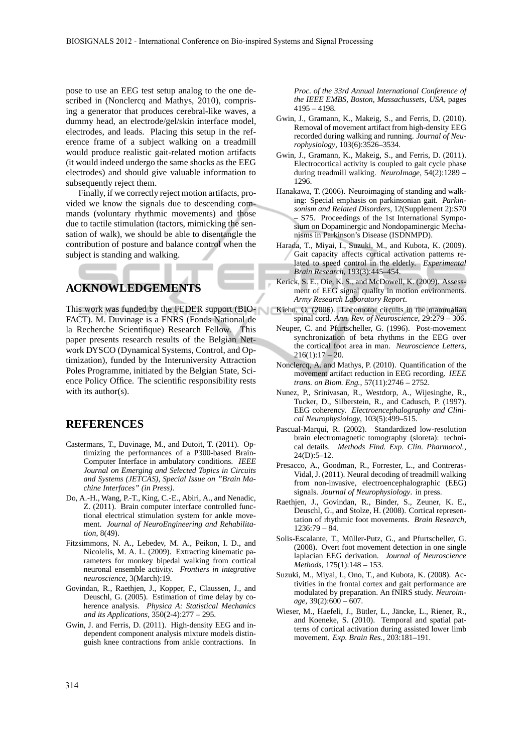pose to use an EEG test setup analog to the one described in (Nonclercq and Mathys, 2010), comprising a generator that produces cerebral-like waves, a dummy head, an electrode/gel/skin interface model, electrodes, and leads. Placing this setup in the reference frame of a subject walking on a treadmill would produce realistic gait-related motion artifacts (it would indeed undergo the same shocks as the EEG electrodes) and should give valuable information to subsequently reject them.

Finally, if we correctly reject motion artifacts, provided we know the signals due to descending commands (voluntary rhythmic movements) and those due to tactile stimulation (tactors, mimicking the sensation of walk), we should be able to disentangle the contribution of posture and balance control when the subject is standing and walking.

## ACKNOWLEDGEMENTS

This work was funded by the FEDER support (BIOFACT). M. Duvinage is a FNRS (Fonds National de la Recherche Scientifique) Research Fellow. This paper presents research results of the Belgian Network DYSCO (Dynamical Systems, Control, and Optimization), funded by the Interuniversity Attraction Poles Programme, initiated by the Belgian State, Science Policy Office. The scientific responsibility rests with its author(s).

## REFERENCES

Castermans, T., Duvinage, M., and Dutoit, T. (2011). Optimizing the performances of a P300-based Brain-Computer Interface in ambulatory conditions. *IEEE Journal on Emerging and Selected Topics in Circuits and Systems (JETCAS), Special Issue on "Brain Machine Interfaces" (in Press)*.

Do, A.-H., Wang, P.-T., King, C.-E., Abiri, A., and Nenadic, Z. (2011). Brain computer interface controlled functional electrical stimulation system for ankle movement. *Journal of NeuroEngineering and Rehabilitation*, 8(49).

Fitzsimmons, N. A., Lebedev, M. A., Peikon, I. D., and Nicolelis, M. A. L. (2009). Extracting kinematic parameters for monkey bipedal walking from cortical neuronal ensemble activity. *Frontiers in integrative neuroscience*, 3(March):19.

Govindan, R., Raethjen, J., Kopper, F., Claussen, J., and Deuschl, G. (2005). Estimation of time delay by coherence analysis. *Physica A: Statistical Mechanics and its Applications*, 350(2-4):277 – 295.

Gwin, J. and Ferris, D. (2011). High-density EEG and independent component analysis mixture models distinguish knee contractions from ankle contractions. In *Proc. of the 33rd Annual International Conference of the IEEE EMBS, Boston, Massachussets, USA*, pages 4195 – 4198.

Gwin, J., Gramann, K., Makeig, S., and Ferris, D. (2010). Removal of movement artifact from high-density EEG recorded during walking and running. *Journal of Neurophysiology*, 103(6):3526–3534.

Gwin, J., Gramann, K., Makeig, S., and Ferris, D. (2011). Electrocortical activity is coupled to gait cycle phase during treadmill walking. *NeuroImage*, 54(2):1289 – 1296.

Hanakawa, T. (2006). Neuroimaging of standing and walking: Special emphasis on parkinsonian gait. *Parkinsonism and Related Disorders*, 12(Supplement 2):S70 – S75. Proceedings of the 1st International Symposium on Dopaminergic and Nondopaminergic Mechanisms in Parkinson's Disease (ISDNMPD).

Harada, T., Miyai, I., Suzuki, M., and Kubota, K. (2009). Gait capacity affects cortical activation patterns related to speed control in the elderly. *Experimental Brain Research*, 193(3):445–454.

Kerick, S. E., Oie, K. S., and McDowell, K. (2009). Assessment of EEG signal quality in motion environments. *Army Research Laboratory Report*.

Kiehn, O. (2006). Locomotor circuits in the mammalian spinal cord. *Ann. Rev. of Neuroscience*, 29:279 – 306.

Neuper, C. and Pfurtscheller, G. (1996). Post-movement synchronization of beta rhythms in the EEG over the cortical foot area in man. *Neuroscience Letters*, 216(1):17 – 20.

Nonclercq, A. and Mathys, P. (2010). Quantification of the movement artifact reduction in EEG recording. *IEEE trans. on Biom. Eng.*, 57(11):2746 – 2752.

Nunez, P., Srinivasan, R., Westdorp, A., Wijesinghe, R., Tucker, D., Silberstein, R., and Cadusch, P. (1997). EEG coherency. *Electroencephalography and Clinical Neurophysiology*, 103(5):499–515.

Pascual-Marqui, R. (2002). Standardized low-resolution brain electromagnetic tomography (sloreta): technical details. *Methods Find. Exp. Clin. Pharmacol.*, 24(D):5–12.

Presacco, A., Goodman, R., Forrester, L., and Contreras-Vidal, J. (2011). Neural decoding of treadmill walking from non-invasive, electroencephalographic (EEG) signals. *Journal of Neurophysiology*. in press.

Raethjen, J., Govindan, R., Binder, S., Zeuner, K. E., Deuschl, G., and Stolze, H. (2008). Cortical representation of rhythmic foot movements. *Brain Research*, 1236:79 – 84.

Solis-Escalante, T., Müller-Putz, G., and Pfurtscheller, G. (2008). Overt foot movement detection in one single laplacian EEG derivation. *Journal of Neuroscience Methods*, 175(1):148 – 153.

Suzuki, M., Miyai, I., Ono, T., and Kubota, K. (2008). Activities in the frontal cortex and gait performance are modulated by preparation. An fNIRS study. *Neuroimage*, 39(2):600 – 607.

Wieser, M., Haefeli, J., Bütler, L., Jäncke, L., Riener, R., and Koeneke, S. (2010). Temporal and spatial patterns of cortical activation during assisted lower limb movement. *Exp. Brain Res.*, 203:181–191.